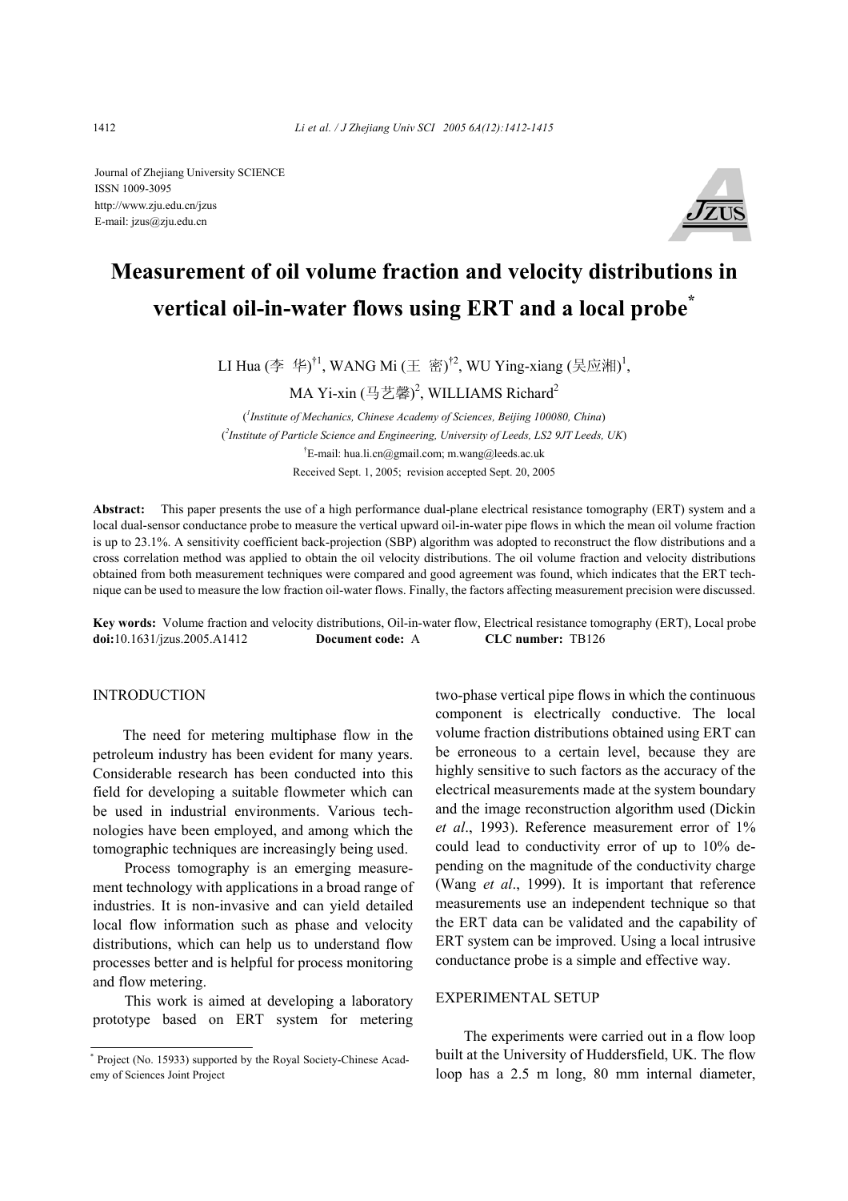Journal of Zhejiang University SCIENCE
ISSN 1009-3095
http://www.zju.edu.cn/jzus
E-mail: jzus@zju.edu.cn

# Measurement of oil volume fraction and velocity distributions in vertical oil-in-water flows using ERT and a local probe*

LI Hua (李 华)[†1], WANG Mi (王 密)[†2], WU Ying-xiang (吴应湘)[1], MA Yi-xin (马艺馨)[2], WILLIAMS Richard[2]

([1]*Institute of Mechanics, Chinese Academy of Sciences, Beijing 100080, China*)

([2]*Institute of Particle Science and Engineering, University of Leeds, LS2 9JT Leeds, UK*)

[†]E-mail: hua.li.cn@gmail.com; m.wang@leeds.ac.uk

Received Sept. 1, 2005; revision accepted Sept. 20, 2005

**Abstract:** This paper presents the use of a high performance dual-plane electrical resistance tomography (ERT) system and a local dual-sensor conductance probe to measure the vertical upward oil-in-water pipe flows in which the mean oil volume fraction is up to 23.1%. A sensitivity coefficient back-projection (SBP) algorithm was adopted to reconstruct the flow distributions and a cross correlation method was applied to obtain the oil velocity distributions. The oil volume fraction and velocity distributions obtained from both measurement techniques were compared and good agreement was found, which indicates that the ERT technique can be used to measure the low fraction oil-water flows. Finally, the factors affecting measurement precision were discussed.

**Key words:** Volume fraction and velocity distributions, Oil-in-water flow, Electrical resistance tomography (ERT), Local probe
**doi:**10.1631/jzus.2005.A1412 **Document code:** A **CLC number:** TB126

## INTRODUCTION

The need for metering multiphase flow in the petroleum industry has been evident for many years. Considerable research has been conducted into this field for developing a suitable flowmeter which can be used in industrial environments. Various technologies have been employed, and among which the tomographic techniques are increasingly being used.

Process tomography is an emerging measurement technology with applications in a broad range of industries. It is non-invasive and can yield detailed local flow information such as phase and velocity distributions, which can help us to understand flow processes better and is helpful for process monitoring and flow metering.

This work is aimed at developing a laboratory prototype based on ERT system for metering two-phase vertical pipe flows in which the continuous component is electrically conductive. The local volume fraction distributions obtained using ERT can be erroneous to a certain level, because they are highly sensitive to such factors as the accuracy of the electrical measurements made at the system boundary and the image reconstruction algorithm used (Dickin *et al*., 1993). Reference measurement error of 1% could lead to conductivity error of up to 10% depending on the magnitude of the conductivity charge (Wang *et al*., 1999). It is important that reference measurements use an independent technique so that the ERT data can be validated and the capability of ERT system can be improved. Using a local intrusive conductance probe is a simple and effective way.

## EXPERIMENTAL SETUP

The experiments were carried out in a flow loop built at the University of Huddersfield, UK. The flow loop has a 2.5 m long, 80 mm internal diameter,

* Project (No. 15933) supported by the Royal Society-Chinese Academy of Sciences Joint Project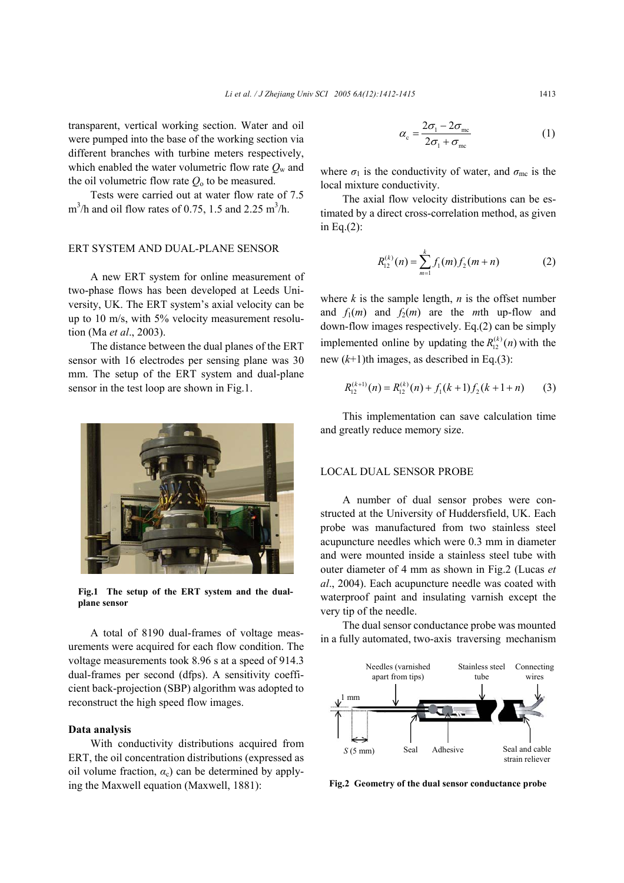transparent, vertical working section. Water and oil were pumped into the base of the working section via different branches with turbine meters respectively, which enabled the water volumetric flow rate $Q_w$ and the oil volumetric flow rate $Q_o$ to be measured.

Tests were carried out at water flow rate of 7.5 $m^3/h$ and oil flow rates of 0.75, 1.5 and 2.25 $m^3/h$.

## ERT SYSTEM AND DUAL-PLANE SENSOR

A new ERT system for online measurement of two-phase flows has been developed at Leeds University, UK. The ERT system's axial velocity can be up to 10 m/s, with 5% velocity measurement resolution (Ma *et al*., 2003).

The distance between the dual planes of the ERT sensor with 16 electrodes per sensing plane was 30 mm. The setup of the ERT system and dual-plane sensor in the test loop are shown in Fig.1.

**Fig.1 The setup of the ERT system and the dual-plane sensor**

A total of 8190 dual-frames of voltage measurements were acquired for each flow condition. The voltage measurements took 8.96 s at a speed of 914.3 dual-frames per second (dfps). A sensitivity coefficient back-projection (SBP) algorithm was adopted to reconstruct the high speed flow images.

### Data analysis

With conductivity distributions acquired from ERT, the oil concentration distributions (expressed as oil volume fraction, $\alpha_c$) can be determined by applying the Maxwell equation (Maxwell, 1881):

$$\alpha_c = \frac{2\sigma_1 - 2\sigma_{mc}}{2\sigma_1 + \sigma_{mc}} \tag{1}$$

where $\sigma_1$ is the conductivity of water, and $\sigma_{mc}$ is the local mixture conductivity.

The axial flow velocity distributions can be estimated by a direct cross-correlation method, as given in Eq.(2):

$$R_{12}^{(k)}(n) = \sum_{m=1}^{k} f_1(m) f_2(m+n) \tag{2}$$

where $k$ is the sample length, $n$ is the offset number and $f_1(m)$ and $f_2(m)$ are the $m$th up-flow and down-flow images respectively. Eq.(2) can be simply implemented online by updating the $R_{12}^{(k)}(n)$ with the new ($k$+1)th images, as described in Eq.(3):

$$R_{12}^{(k+1)}(n) = R_{12}^{(k)}(n) + f_1(k+1) f_2(k+1+n) \tag{3}$$

This implementation can save calculation time and greatly reduce memory size.

## LOCAL DUAL SENSOR PROBE

A number of dual sensor probes were constructed at the University of Huddersfield, UK. Each probe was manufactured from two stainless steel acupuncture needles which were 0.3 mm in diameter and were mounted inside a stainless steel tube with outer diameter of 4 mm as shown in Fig.2 (Lucas *et al*., 2004). Each acupuncture needle was coated with waterproof paint and insulating varnish except the very tip of the needle.

The dual sensor conductance probe was mounted in a fully automated, two-axis traversing mechanism

**Fig.2 Geometry of the dual sensor conductance probe**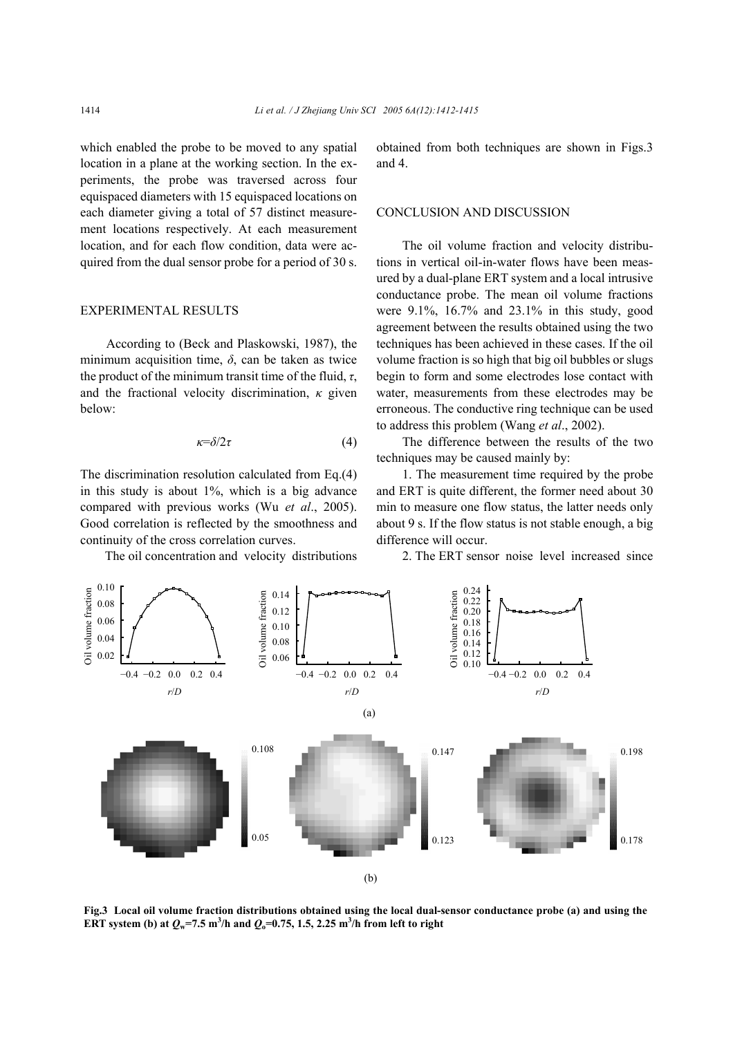which enabled the probe to be moved to any spatial location in a plane at the working section. In the experiments, the probe was traversed across four equispaced diameters with 15 equispaced locations on each diameter giving a total of 57 distinct measurement locations respectively. At each measurement location, and for each flow condition, data were acquired from the dual sensor probe for a period of 30 s.

## EXPERIMENTAL RESULTS

According to (Beck and Plaskowski, 1987), the minimum acquisition time, $\delta$, can be taken as twice the product of the minimum transit time of the fluid, $\tau$, and the fractional velocity discrimination, $\kappa$ given below:

$$\kappa=\delta/2\tau \quad (4)$$

The discrimination resolution calculated from Eq.(4) in this study is about 1%, which is a big advance compared with previous works (Wu *et al*., 2005). Good correlation is reflected by the smoothness and continuity of the cross correlation curves.

The oil concentration and velocity distributions obtained from both techniques are shown in Figs.3 and 4.

## CONCLUSION AND DISCUSSION

The oil volume fraction and velocity distributions in vertical oil-in-water flows have been measured by a dual-plane ERT system and a local intrusive conductance probe. The mean oil volume fractions were 9.1%, 16.7% and 23.1% in this study, good agreement between the results obtained using the two techniques has been achieved in these cases. If the oil volume fraction is so high that big oil bubbles or slugs begin to form and some electrodes lose contact with water, measurements from these electrodes may be erroneous. The conductive ring technique can be used to address this problem (Wang *et al*., 2002).

The difference between the results of the two techniques may be caused mainly by:

1. The measurement time required by the probe and ERT is quite different, the former need about 30 min to measure one flow status, the latter needs only about 9 s. If the flow status is not stable enough, a big difference will occur.

2. The ERT sensor noise level increased since

**Fig.3 Local oil volume fraction distributions obtained using the local dual-sensor conductance probe (a) and using the ERT system (b) at $Q_w$=7.5 m$^3$/h and $Q_o$=0.75, 1.5, 2.25 m$^3$/h from left to right**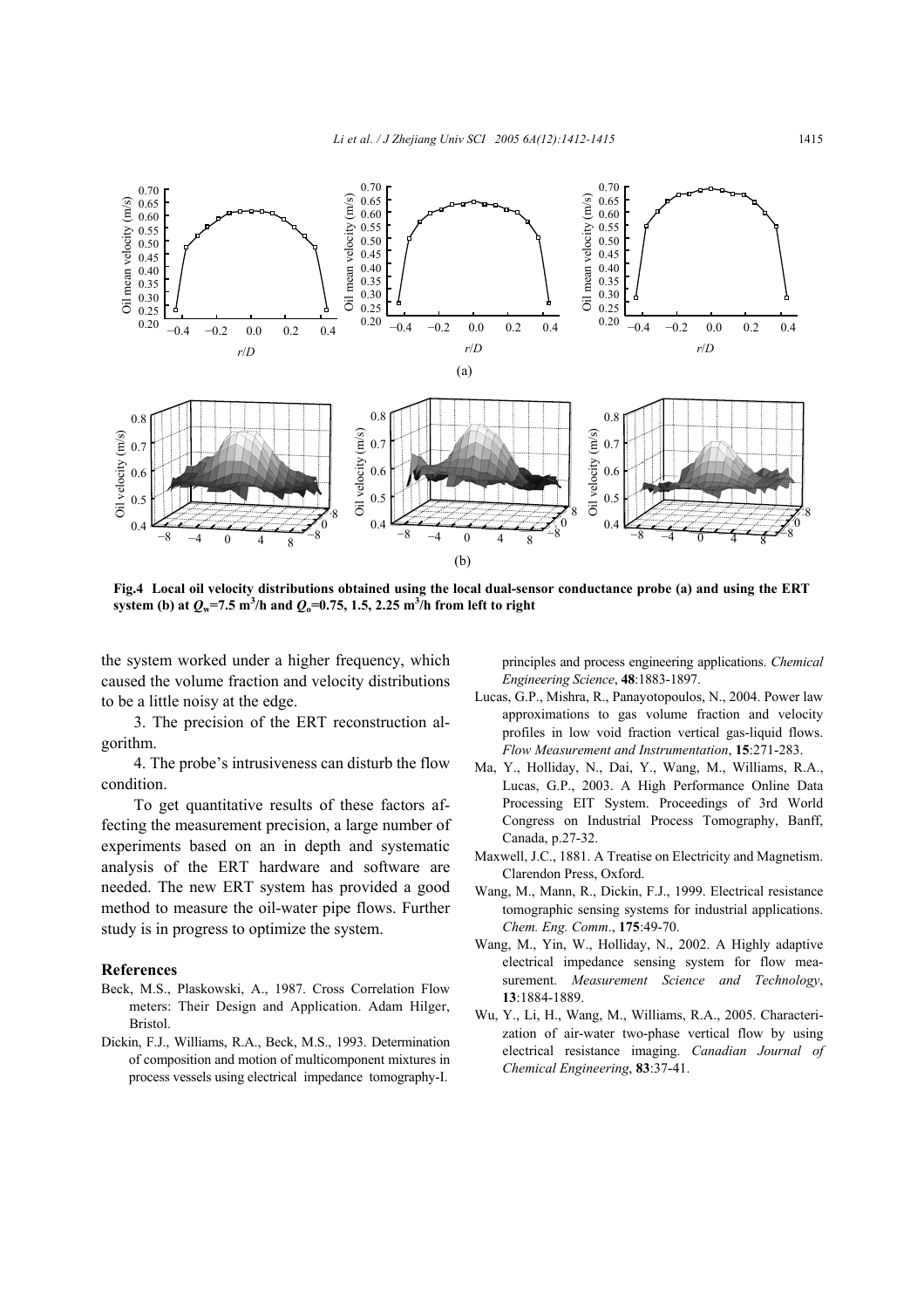0.70
0.65
0.60
0.55
0.50
0.45
0.40
0.35
0.30
0.25
0.20
Oil mean velocity (m/s)
−0.4 −0.2 0.0 0.2 0.4
$r/D$

(a)

0.8
0.7
0.6
0.5
0.4
Oil velocity (m/s)
−8 −4 0 4 8
8
0
−8

(b)

**Fig.4 Local oil velocity distributions obtained using the local dual-sensor conductance probe (a) and using the ERT system (b) at $Q_w$=7.5 m$^3$/h and $Q_o$=0.75, 1.5, 2.25 m$^3$/h from left to right**

the system worked under a higher frequency, which caused the volume fraction and velocity distributions to be a little noisy at the edge.

3. The precision of the ERT reconstruction algorithm.

4. The probe's intrusiveness can disturb the flow condition.

To get quantitative results of these factors affecting the measurement precision, a large number of experiments based on an in depth and systematic analysis of the ERT hardware and software are needed. The new ERT system has provided a good method to measure the oil-water pipe flows. Further study is in progress to optimize the system.

## References

Beck, M.S., Plaskowski, A., 1987. Cross Correlation Flow meters: Their Design and Application. Adam Hilger, Bristol.

Dickin, F.J., Williams, R.A., Beck, M.S., 1993. Determination of composition and motion of multicomponent mixtures in process vessels using electrical impedance tomography-I. principles and process engineering applications. *Chemical Engineering Science*, **48**:1883-1897.

Lucas, G.P., Mishra, R., Panayotopoulos, N., 2004. Power law approximations to gas volume fraction and velocity profiles in low void fraction vertical gas-liquid flows. *Flow Measurement and Instrumentation*, **15**:271-283.

Ma, Y., Holliday, N., Dai, Y., Wang, M., Williams, R.A., Lucas, G.P., 2003. A High Performance Online Data Processing EIT System. Proceedings of 3rd World Congress on Industrial Process Tomography, Banff, Canada, p.27-32.

Maxwell, J.C., 1881. A Treatise on Electricity and Magnetism. Clarendon Press, Oxford.

Wang, M., Mann, R., Dickin, F.J., 1999. Electrical resistance tomographic sensing systems for industrial applications. *Chem. Eng. Comm*., **175**:49-70.

Wang, M., Yin, W., Holliday, N., 2002. A Highly adaptive electrical impedance sensing system for flow measurement. *Measurement Science and Technology*, **13**:1884-1889.

Wu, Y., Li, H., Wang, M., Williams, R.A., 2005. Characterization of air-water two-phase vertical flow by using electrical resistance imaging. *Canadian Journal of Chemical Engineering*, **83**:37-41.